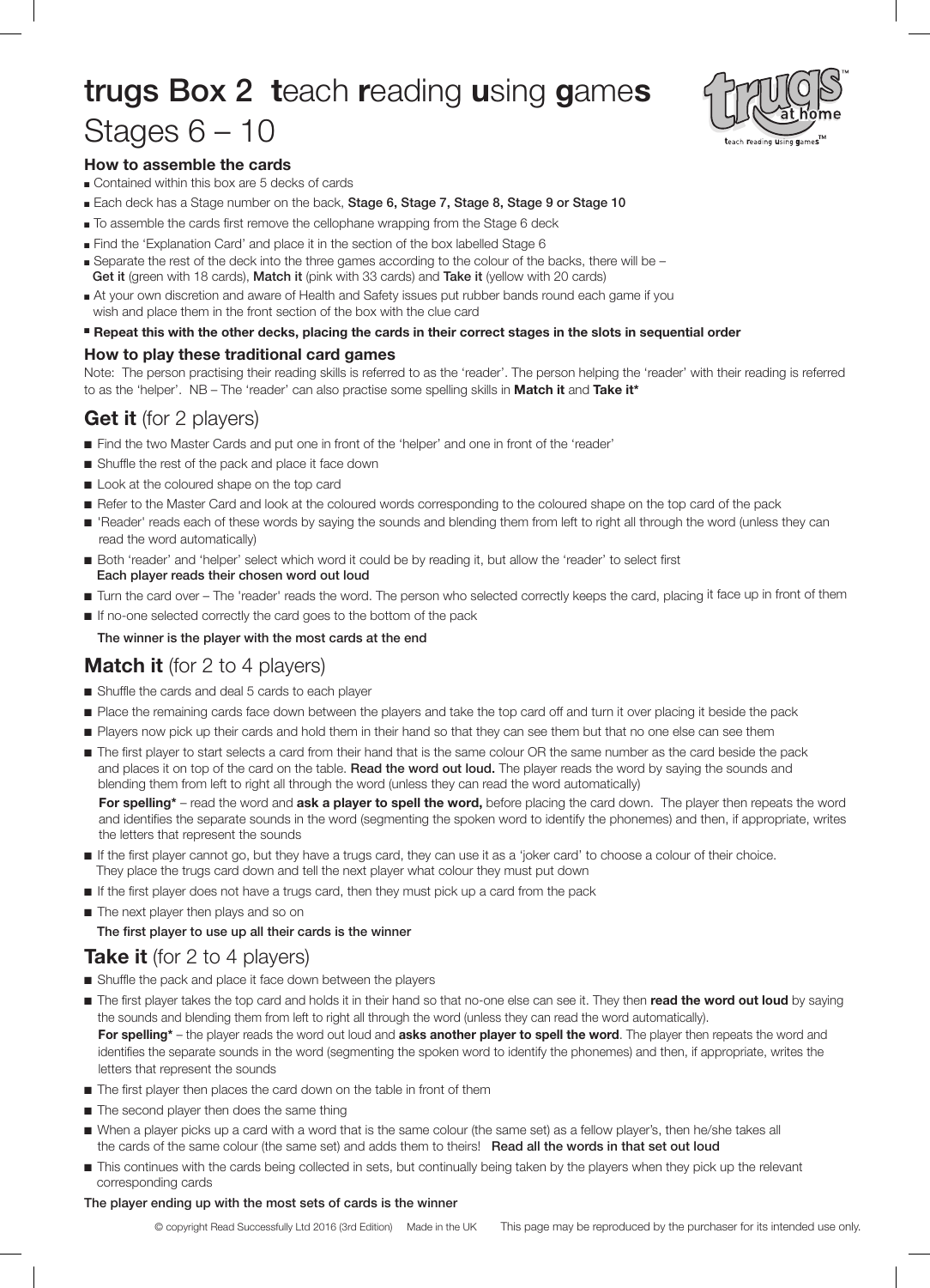# trugs Box 2 **t**each **r**eading **u**sing **g**ame**s**

## Stages 6 – 10

### How to assemble the cards

- Contained within this box are 5 decks of cards
- Each deck has a Stage number on the back, **Stage 6, Stage 7, Stage 8, Stage 9 or Stage 10**
- To assemble the cards first remove the cellophane wrapping from the Stage 6 deck
- Find the 'Explanation Card' and place it in the section of the box labelled Stage 6
- Separate the rest of the deck into the three games according to the colour of the backs, there will be – **Get it** (green with 18 cards), **Match it** (pink with 33 cards) and **Take it** (yellow with 20 cards)
- At your own discretion and aware of Health and Safety issues put rubber bands round each game if you wish and place them in the front section of the box with the clue card
- **Repeat this with the other decks, placing the cards in their correct stages in the slots in sequential order**

### How to play these traditional card games

Note: The person practising their reading skills is referred to as the 'reader'. The person helping the 'reader' with their reading is referred to as the 'helper'. NB – The 'reader' can also practise some spelling skills in **Match it** and **Take it***

## Get it (for 2 players)

- Find the two Master Cards and put one in front of the 'helper' and one in front of the 'reader'
- Shuffle the rest of the pack and place it face down
- Look at the coloured shape on the top card
- Refer to the Master Card and look at the coloured words corresponding to the coloured shape on the top card of the pack
- 'Reader' reads each of these words by saying the sounds and blending them from left to right all through the word (unless they can read the word automatically)
- Both 'reader' and 'helper' select which word it could be by reading it, but allow the 'reader' to select first
  **Each player reads their chosen word out loud**
- Turn the card over – The 'reader' reads the word. The person who selected correctly keeps the card, placing it face up in front of them
- If no-one selected correctly the card goes to the bottom of the pack

**The winner is the player with the most cards at the end**

## Match it (for 2 to 4 players)

- Shuffle the cards and deal 5 cards to each player
- Place the remaining cards face down between the players and take the top card off and turn it over placing it beside the pack
- Players now pick up their cards and hold them in their hand so that they can see them but that no one else can see them
- The first player to start selects a card from their hand that is the same colour OR the same number as the card beside the pack and places it on top of the card on the table. **Read the word out loud.** The player reads the word by saying the sounds and blending them from left to right all through the word (unless they can read the word automatically)

  **For spelling*** – read the word and **ask a player to spell the word,** before placing the card down. The player then repeats the word and identifies the separate sounds in the word (segmenting the spoken word to identify the phonemes) and then, if appropriate, writes the letters that represent the sounds
- If the first player cannot go, but they have a trugs card, they can use it as a 'joker card' to choose a colour of their choice. They place the trugs card down and tell the next player what colour they must put down
- If the first player does not have a trugs card, then they must pick up a card from the pack
- The next player then plays and so on

**The first player to use up all their cards is the winner**

## Take it (for 2 to 4 players)

- Shuffle the pack and place it face down between the players
- The first player takes the top card and holds it in their hand so that no-one else can see it. They then **read the word out loud** by saying the sounds and blending them from left to right all through the word (unless they can read the word automatically).
  **For spelling*** – the player reads the word out loud and **asks another player to spell the word**. The player then repeats the word and identifies the separate sounds in the word (segmenting the spoken word to identify the phonemes) and then, if appropriate, writes the letters that represent the sounds
- The first player then places the card down on the table in front of them
- The second player then does the same thing
- When a player picks up a card with a word that is the same colour (the same set) as a fellow player's, then he/she takes all the cards of the same colour (the same set) and adds them to theirs! **Read all the words in that set out loud**
- This continues with the cards being collected in sets, but continually being taken by the players when they pick up the relevant corresponding cards

**The player ending up with the most sets of cards is the winner**

© copyright Read Successfully Ltd 2016 (3rd Edition) Made in the UK This page may be reproduced by the purchaser for its intended use only.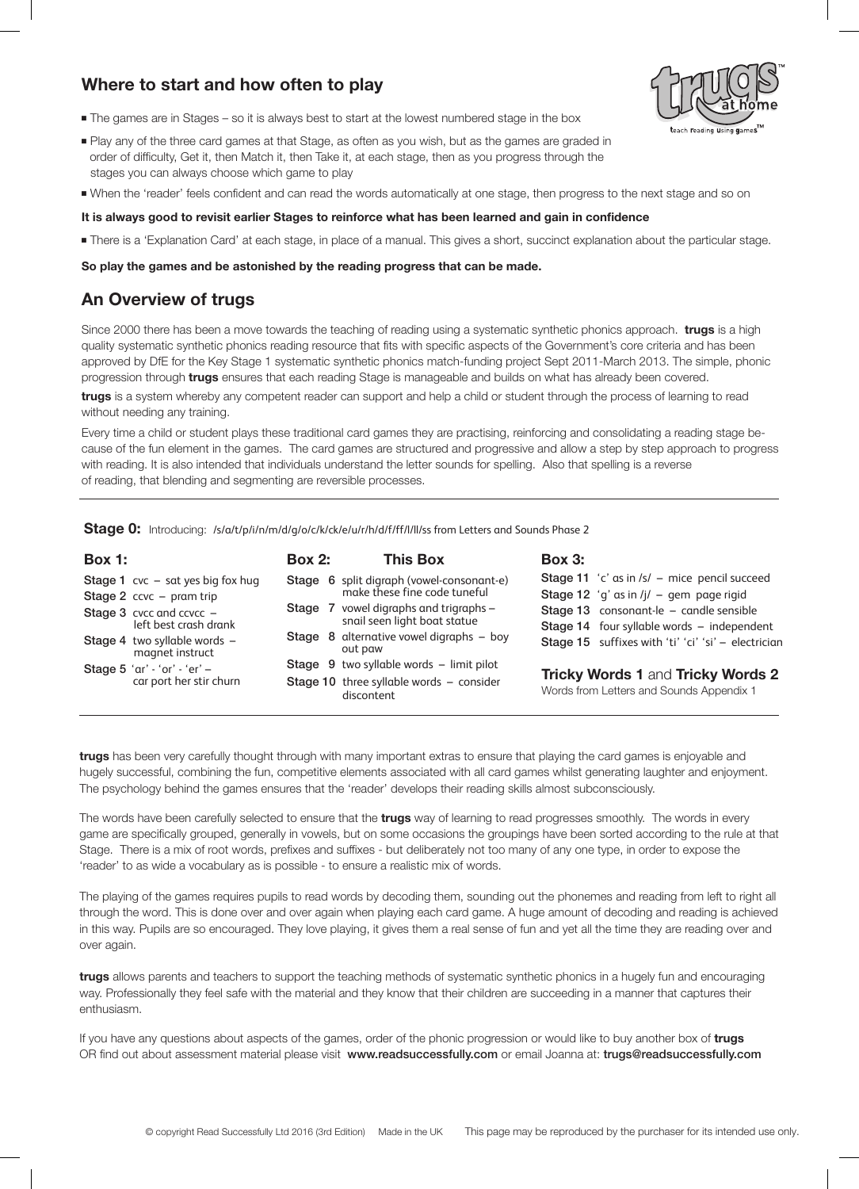## Where to start and how often to play

- The games are in Stages – so it is always best to start at the lowest numbered stage in the box
- Play any of the three card games at that Stage, as often as you wish, but as the games are graded in order of difficulty, Get it, then Match it, then Take it, at each stage, then as you progress through the stages you can always choose which game to play
- When the 'reader' feels confident and can read the words automatically at one stage, then progress to the next stage and so on

**It is always good to revisit earlier Stages to reinforce what has been learned and gain in confidence**

- There is a 'Explanation Card' at each stage, in place of a manual. This gives a short, succinct explanation about the particular stage.

**So play the games and be astonished by the reading progress that can be made.**

## An Overview of trugs

Since 2000 there has been a move towards the teaching of reading using a systematic synthetic phonics approach. **trugs** is a high quality systematic synthetic phonics reading resource that fits with specific aspects of the Government's core criteria and has been approved by DfE for the Key Stage 1 systematic synthetic phonics match-funding project Sept 2011-March 2013. The simple, phonic progression through **trugs** ensures that each reading Stage is manageable and builds on what has already been covered.

**trugs** is a system whereby any competent reader can support and help a child or student through the process of learning to read without needing any training.

Every time a child or student plays these traditional card games they are practising, reinforcing and consolidating a reading stage because of the fun element in the games. The card games are structured and progressive and allow a step by step approach to progress with reading. It is also intended that individuals understand the letter sounds for spelling. Also that spelling is a reverse of reading, that blending and segmenting are reversible processes.

**Stage 0:** Introducing: /s/a/t/p/i/n/m/d/g/o/c/k/ck/e/u/r/h/d/f/ff/l/ll/ss from Letters and Sounds Phase 2

**Box 1:**

- **Stage 1** cvc – sat yes big fox hug
- **Stage 2** ccvc – pram trip
- **Stage 3** cvcc and ccvcc – left best crash drank
- **Stage 4** two syllable words – magnet instruct
- **Stage 5** 'ar' - 'or' - 'er' – car port her stir churn

**Box 2: This Box**

- **Stage 6** split digraph (vowel-consonant-e) make these fine code tuneful
- **Stage 7** vowel digraphs and trigraphs – snail seen light boat statue
- **Stage 8** alternative vowel digraphs – boy out paw
- **Stage 9** two syllable words – limit pilot
- **Stage 10** three syllable words – consider discontent

**Box 3:**

- **Stage 11** 'c' as in /s/ – mice pencil succeed
- **Stage 12** 'g' as in /j/ – gem page rigid
- **Stage 13** consonant-le – candle sensible
- **Stage 14** four syllable words – independent
- **Stage 15** suffixes with 'ti' 'ci' 'si' – electrician

**Tricky Words 1** and **Tricky Words 2**
Words from Letters and Sounds Appendix 1

**trugs** has been very carefully thought through with many important extras to ensure that playing the card games is enjoyable and hugely successful, combining the fun, competitive elements associated with all card games whilst generating laughter and enjoyment. The psychology behind the games ensures that the 'reader' develops their reading skills almost subconsciously.

The words have been carefully selected to ensure that the **trugs** way of learning to read progresses smoothly. The words in every game are specifically grouped, generally in vowels, but on some occasions the groupings have been sorted according to the rule at that Stage. There is a mix of root words, prefixes and suffixes - but deliberately not too many of any one type, in order to expose the 'reader' to as wide a vocabulary as is possible - to ensure a realistic mix of words.

The playing of the games requires pupils to read words by decoding them, sounding out the phonemes and reading from left to right all through the word. This is done over and over again when playing each card game. A huge amount of decoding and reading is achieved in this way. Pupils are so encouraged. They love playing, it gives them a real sense of fun and yet all the time they are reading over and over again.

**trugs** allows parents and teachers to support the teaching methods of systematic synthetic phonics in a hugely fun and encouraging way. Professionally they feel safe with the material and they know that their children are succeeding in a manner that captures their enthusiasm.

If you have any questions about aspects of the games, order of the phonic progression or would like to buy another box of **trugs** OR find out about assessment material please visit **www.readsuccessfully.com** or email Joanna at: **trugs@readsuccessfully.com**

© copyright Read Successfully Ltd 2016 (3rd Edition) Made in the UK This page may be reproduced by the purchaser for its intended use only.